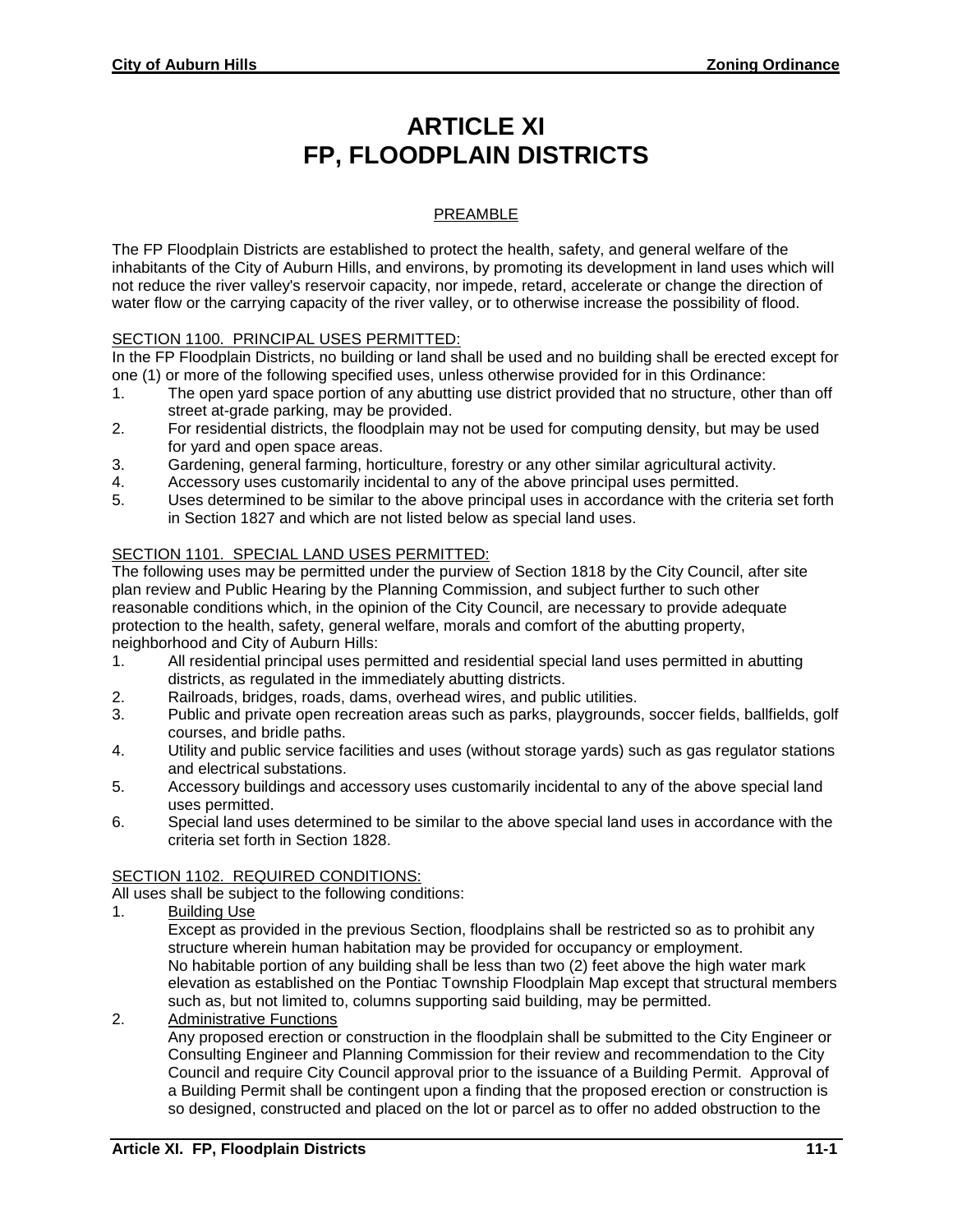# ARTICLE XI
# FP, FLOODPLAIN DISTRICTS

## PREAMBLE

The FP Floodplain Districts are established to protect the health, safety, and general welfare of the inhabitants of the City of Auburn Hills, and environs, by promoting its development in land uses which will not reduce the river valley's reservoir capacity, nor impede, retard, accelerate or change the direction of water flow or the carrying capacity of the river valley, or to otherwise increase the possibility of flood.

### SECTION 1100. PRINCIPAL USES PERMITTED:

In the FP Floodplain Districts, no building or land shall be used and no building shall be erected except for one (1) or more of the following specified uses, unless otherwise provided for in this Ordinance:

1. The open yard space portion of any abutting use district provided that no structure, other than off street at-grade parking, may be provided.
2. For residential districts, the floodplain may not be used for computing density, but may be used for yard and open space areas.
3. Gardening, general farming, horticulture, forestry or any other similar agricultural activity.
4. Accessory uses customarily incidental to any of the above principal uses permitted.
5. Uses determined to be similar to the above principal uses in accordance with the criteria set forth in Section 1827 and which are not listed below as special land uses.

### SECTION 1101. SPECIAL LAND USES PERMITTED:

The following uses may be permitted under the purview of Section 1818 by the City Council, after site plan review and Public Hearing by the Planning Commission, and subject further to such other reasonable conditions which, in the opinion of the City Council, are necessary to provide adequate protection to the health, safety, general welfare, morals and comfort of the abutting property, neighborhood and City of Auburn Hills:

1. All residential principal uses permitted and residential special land uses permitted in abutting districts, as regulated in the immediately abutting districts.
2. Railroads, bridges, roads, dams, overhead wires, and public utilities.
3. Public and private open recreation areas such as parks, playgrounds, soccer fields, ballfields, golf courses, and bridle paths.
4. Utility and public service facilities and uses (without storage yards) such as gas regulator stations and electrical substations.
5. Accessory buildings and accessory uses customarily incidental to any of the above special land uses permitted.
6. Special land uses determined to be similar to the above special land uses in accordance with the criteria set forth in Section 1828.

### SECTION 1102. REQUIRED CONDITIONS:

All uses shall be subject to the following conditions:

1. Building Use

   Except as provided in the previous Section, floodplains shall be restricted so as to prohibit any structure wherein human habitation may be provided for occupancy or employment.

   No habitable portion of any building shall be less than two (2) feet above the high water mark elevation as established on the Pontiac Township Floodplain Map except that structural members such as, but not limited to, columns supporting said building, may be permitted.

2. Administrative Functions

   Any proposed erection or construction in the floodplain shall be submitted to the City Engineer or Consulting Engineer and Planning Commission for their review and recommendation to the City Council and require City Council approval prior to the issuance of a Building Permit. Approval of a Building Permit shall be contingent upon a finding that the proposed erection or construction is so designed, constructed and placed on the lot or parcel as to offer no added obstruction to the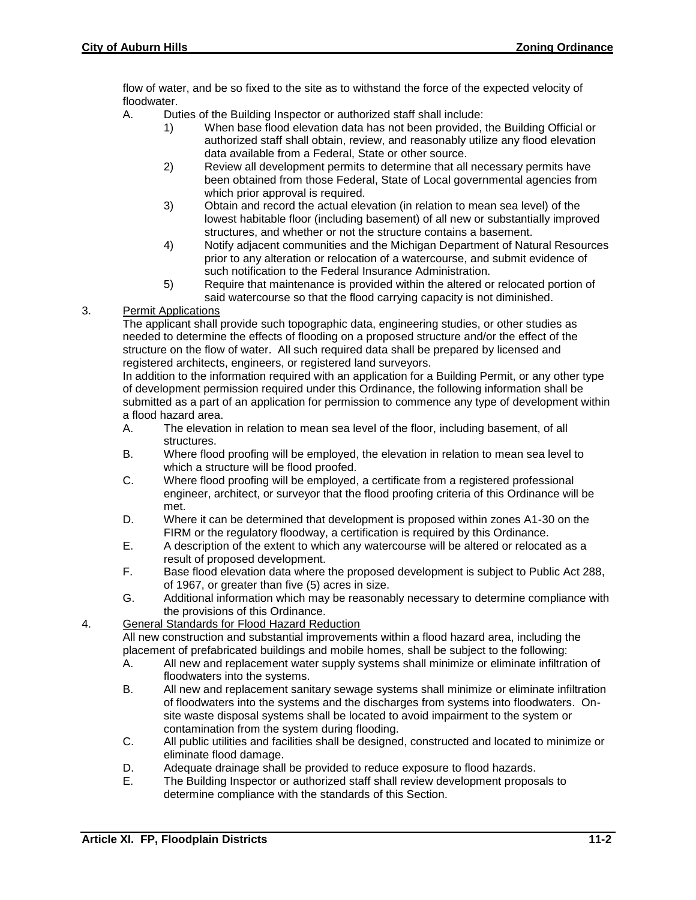flow of water, and be so fixed to the site as to withstand the force of the expected velocity of floodwater.

A. Duties of the Building Inspector or authorized staff shall include:
   1) When base flood elevation data has not been provided, the Building Official or authorized staff shall obtain, review, and reasonably utilize any flood elevation data available from a Federal, State or other source.
   2) Review all development permits to determine that all necessary permits have been obtained from those Federal, State of Local governmental agencies from which prior approval is required.
   3) Obtain and record the actual elevation (in relation to mean sea level) of the lowest habitable floor (including basement) of all new or substantially improved structures, and whether or not the structure contains a basement.
   4) Notify adjacent communities and the Michigan Department of Natural Resources prior to any alteration or relocation of a watercourse, and submit evidence of such notification to the Federal Insurance Administration.
   5) Require that maintenance is provided within the altered or relocated portion of said watercourse so that the flood carrying capacity is not diminished.

3. Permit Applications

The applicant shall provide such topographic data, engineering studies, or other studies as needed to determine the effects of flooding on a proposed structure and/or the effect of the structure on the flow of water. All such required data shall be prepared by licensed and registered architects, engineers, or registered land surveyors.

In addition to the information required with an application for a Building Permit, or any other type of development permission required under this Ordinance, the following information shall be submitted as a part of an application for permission to commence any type of development within a flood hazard area.

A. The elevation in relation to mean sea level of the floor, including basement, of all structures.
B. Where flood proofing will be employed, the elevation in relation to mean sea level to which a structure will be flood proofed.
C. Where flood proofing will be employed, a certificate from a registered professional engineer, architect, or surveyor that the flood proofing criteria of this Ordinance will be met.
D. Where it can be determined that development is proposed within zones A1-30 on the FIRM or the regulatory floodway, a certification is required by this Ordinance.
E. A description of the extent to which any watercourse will be altered or relocated as a result of proposed development.
F. Base flood elevation data where the proposed development is subject to Public Act 288, of 1967, or greater than five (5) acres in size.
G. Additional information which may be reasonably necessary to determine compliance with the provisions of this Ordinance.

4. General Standards for Flood Hazard Reduction

All new construction and substantial improvements within a flood hazard area, including the placement of prefabricated buildings and mobile homes, shall be subject to the following:

A. All new and replacement water supply systems shall minimize or eliminate infiltration of floodwaters into the systems.
B. All new and replacement sanitary sewage systems shall minimize or eliminate infiltration of floodwaters into the systems and the discharges from systems into floodwaters. On-site waste disposal systems shall be located to avoid impairment to the system or contamination from the system during flooding.
C. All public utilities and facilities shall be designed, constructed and located to minimize or eliminate flood damage.
D. Adequate drainage shall be provided to reduce exposure to flood hazards.
E. The Building Inspector or authorized staff shall review development proposals to determine compliance with the standards of this Section.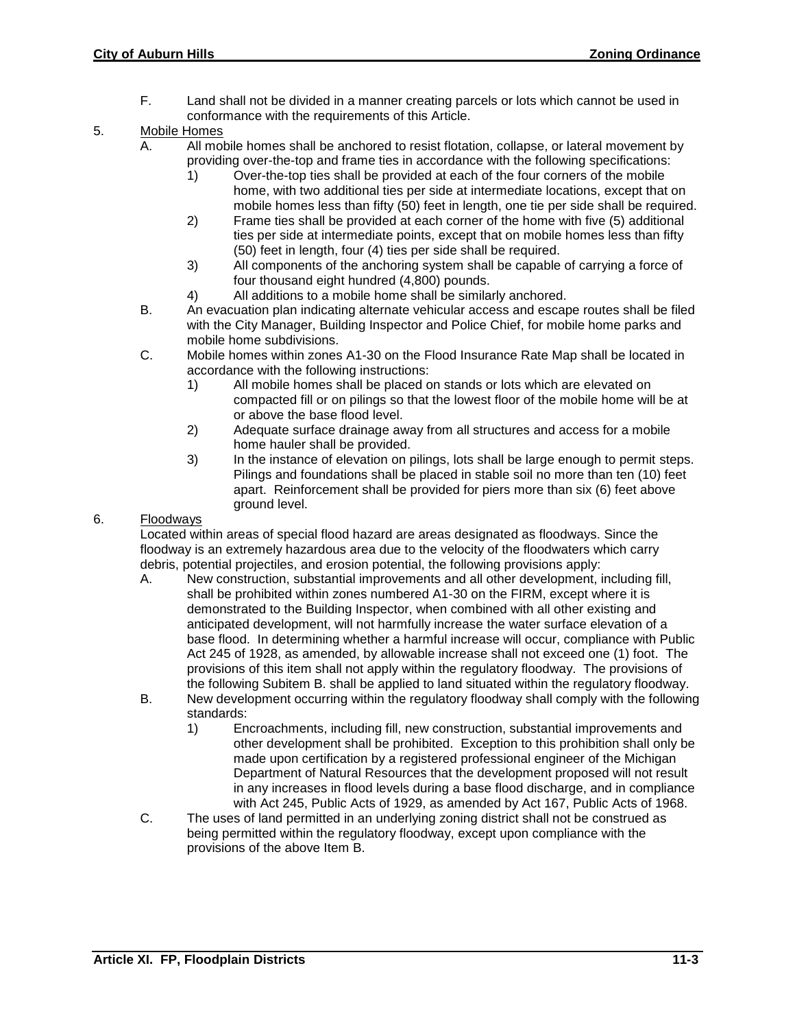F. Land shall not be divided in a manner creating parcels or lots which cannot be used in conformance with the requirements of this Article.

5. Mobile Homes

   A. All mobile homes shall be anchored to resist flotation, collapse, or lateral movement by providing over-the-top and frame ties in accordance with the following specifications:

      1) Over-the-top ties shall be provided at each of the four corners of the mobile home, with two additional ties per side at intermediate locations, except that on mobile homes less than fifty (50) feet in length, one tie per side shall be required.

      2) Frame ties shall be provided at each corner of the home with five (5) additional ties per side at intermediate points, except that on mobile homes less than fifty (50) feet in length, four (4) ties per side shall be required.

      3) All components of the anchoring system shall be capable of carrying a force of four thousand eight hundred (4,800) pounds.

      4) All additions to a mobile home shall be similarly anchored.

   B. An evacuation plan indicating alternate vehicular access and escape routes shall be filed with the City Manager, Building Inspector and Police Chief, for mobile home parks and mobile home subdivisions.

   C. Mobile homes within zones A1-30 on the Flood Insurance Rate Map shall be located in accordance with the following instructions:

      1) All mobile homes shall be placed on stands or lots which are elevated on compacted fill or on pilings so that the lowest floor of the mobile home will be at or above the base flood level.

      2) Adequate surface drainage away from all structures and access for a mobile home hauler shall be provided.

      3) In the instance of elevation on pilings, lots shall be large enough to permit steps. Pilings and foundations shall be placed in stable soil no more than ten (10) feet apart. Reinforcement shall be provided for piers more than six (6) feet above ground level.

6. Floodways

   Located within areas of special flood hazard are areas designated as floodways. Since the floodway is an extremely hazardous area due to the velocity of the floodwaters which carry debris, potential projectiles, and erosion potential, the following provisions apply:

   A. New construction, substantial improvements and all other development, including fill, shall be prohibited within zones numbered A1-30 on the FIRM, except where it is demonstrated to the Building Inspector, when combined with all other existing and anticipated development, will not harmfully increase the water surface elevation of a base flood. In determining whether a harmful increase will occur, compliance with Public Act 245 of 1928, as amended, by allowable increase shall not exceed one (1) foot. The provisions of this item shall not apply within the regulatory floodway. The provisions of the following Subitem B. shall be applied to land situated within the regulatory floodway.

   B. New development occurring within the regulatory floodway shall comply with the following standards:

      1) Encroachments, including fill, new construction, substantial improvements and other development shall be prohibited. Exception to this prohibition shall only be made upon certification by a registered professional engineer of the Michigan Department of Natural Resources that the development proposed will not result in any increases in flood levels during a base flood discharge, and in compliance with Act 245, Public Acts of 1929, as amended by Act 167, Public Acts of 1968.

   C. The uses of land permitted in an underlying zoning district shall not be construed as being permitted within the regulatory floodway, except upon compliance with the provisions of the above Item B.